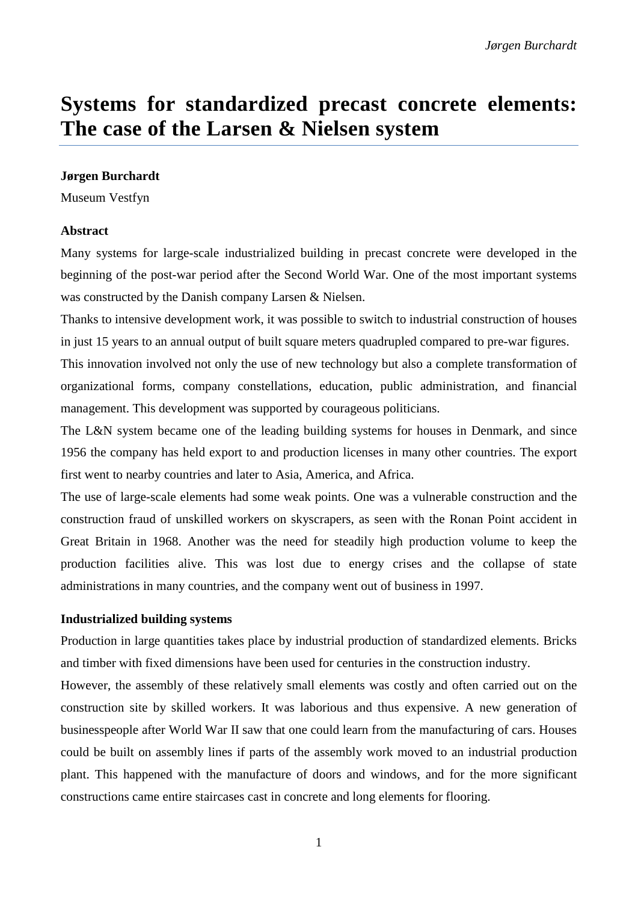# Systems for standardized precast concrete elements: The case of the Larsen & Nielsen system

**Jørgen Burchardt**

Museum Vestfyn

**Abstract**

Many systems for large-scale industrialized building in precast concrete were developed in the beginning of the post-war period after the Second World War. One of the most important systems was constructed by the Danish company Larsen & Nielsen.

Thanks to intensive development work, it was possible to switch to industrial construction of houses in just 15 years to an annual output of built square meters quadrupled compared to pre-war figures.

This innovation involved not only the use of new technology but also a complete transformation of organizational forms, company constellations, education, public administration, and financial management. This development was supported by courageous politicians.

The L&N system became one of the leading building systems for houses in Denmark, and since 1956 the company has held export to and production licenses in many other countries. The export first went to nearby countries and later to Asia, America, and Africa.

The use of large-scale elements had some weak points. One was a vulnerable construction and the construction fraud of unskilled workers on skyscrapers, as seen with the Ronan Point accident in Great Britain in 1968. Another was the need for steadily high production volume to keep the production facilities alive. This was lost due to energy crises and the collapse of state administrations in many countries, and the company went out of business in 1997.

**Industrialized building systems**

Production in large quantities takes place by industrial production of standardized elements. Bricks and timber with fixed dimensions have been used for centuries in the construction industry.

However, the assembly of these relatively small elements was costly and often carried out on the construction site by skilled workers. It was laborious and thus expensive. A new generation of businesspeople after World War II saw that one could learn from the manufacturing of cars. Houses could be built on assembly lines if parts of the assembly work moved to an industrial production plant. This happened with the manufacture of doors and windows, and for the more significant constructions came entire staircases cast in concrete and long elements for flooring.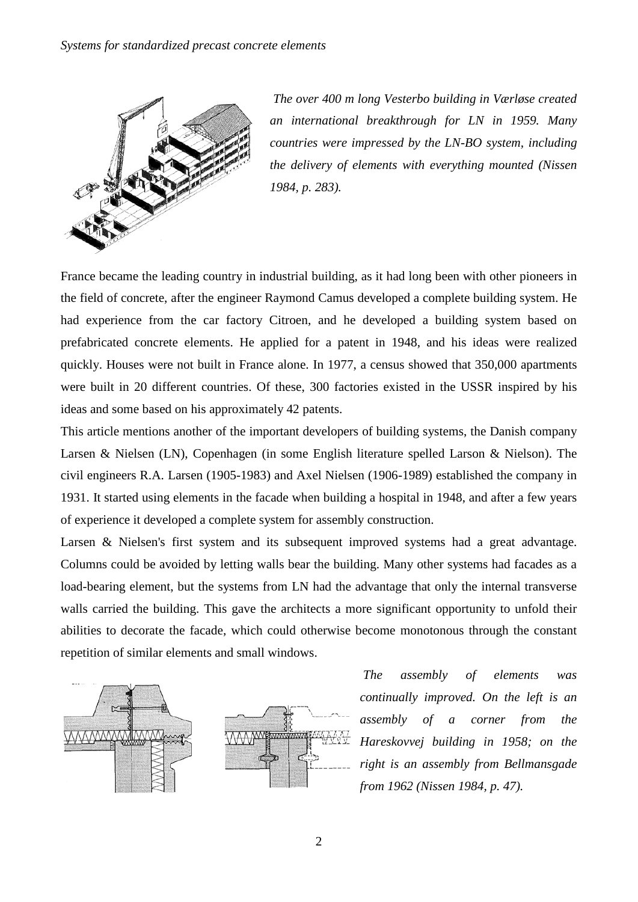*The over 400 m long Vesterbo building in Værløse created an international breakthrough for LN in 1959. Many countries were impressed by the LN-BO system, including the delivery of elements with everything mounted (Nissen 1984, p. 283).*

France became the leading country in industrial building, as it had long been with other pioneers in the field of concrete, after the engineer Raymond Camus developed a complete building system. He had experience from the car factory Citroen, and he developed a building system based on prefabricated concrete elements. He applied for a patent in 1948, and his ideas were realized quickly. Houses were not built in France alone. In 1977, a census showed that 350,000 apartments were built in 20 different countries. Of these, 300 factories existed in the USSR inspired by his ideas and some based on his approximately 42 patents.

This article mentions another of the important developers of building systems, the Danish company Larsen & Nielsen (LN), Copenhagen (in some English literature spelled Larson & Nielson). The civil engineers R.A. Larsen (1905-1983) and Axel Nielsen (1906-1989) established the company in 1931. It started using elements in the facade when building a hospital in 1948, and after a few years of experience it developed a complete system for assembly construction.

Larsen & Nielsen's first system and its subsequent improved systems had a great advantage. Columns could be avoided by letting walls bear the building. Many other systems had facades as a load-bearing element, but the systems from LN had the advantage that only the internal transverse walls carried the building. This gave the architects a more significant opportunity to unfold their abilities to decorate the facade, which could otherwise become monotonous through the constant repetition of similar elements and small windows.

*The assembly of elements was continually improved. On the left is an assembly of a corner from the Hareskovvej building in 1958; on the right is an assembly from Bellmansgade from 1962 (Nissen 1984, p. 47).*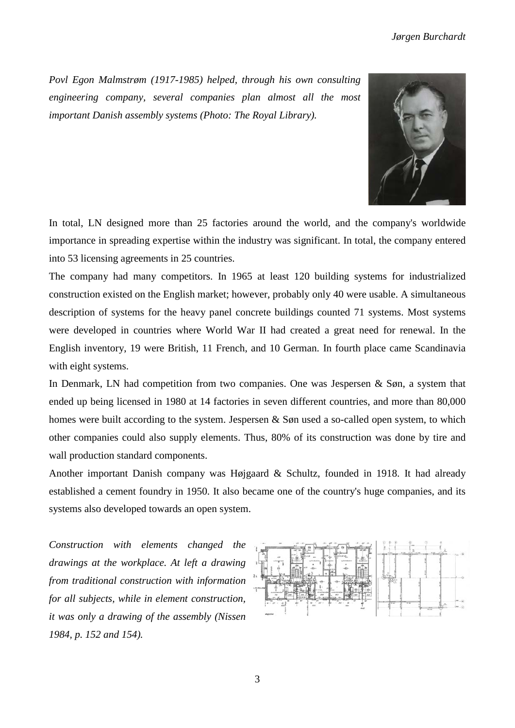*Povl Egon Malmstrøm (1917-1985) helped, through his own consulting engineering company, several companies plan almost all the most important Danish assembly systems (Photo: The Royal Library).*

In total, LN designed more than 25 factories around the world, and the company's worldwide importance in spreading expertise within the industry was significant. In total, the company entered into 53 licensing agreements in 25 countries.

The company had many competitors. In 1965 at least 120 building systems for industrialized construction existed on the English market; however, probably only 40 were usable. A simultaneous description of systems for the heavy panel concrete buildings counted 71 systems. Most systems were developed in countries where World War II had created a great need for renewal. In the English inventory, 19 were British, 11 French, and 10 German. In fourth place came Scandinavia with eight systems.

In Denmark, LN had competition from two companies. One was Jespersen & Søn, a system that ended up being licensed in 1980 at 14 factories in seven different countries, and more than 80,000 homes were built according to the system. Jespersen & Søn used a so-called open system, to which other companies could also supply elements. Thus, 80% of its construction was done by tire and wall production standard components.

Another important Danish company was Højgaard & Schultz, founded in 1918. It had already established a cement foundry in 1950. It also became one of the country's huge companies, and its systems also developed towards an open system.

*Construction with elements changed the drawings at the workplace. At left a drawing from traditional construction with information for all subjects, while in element construction, it was only a drawing of the assembly (Nissen 1984, p. 152 and 154).*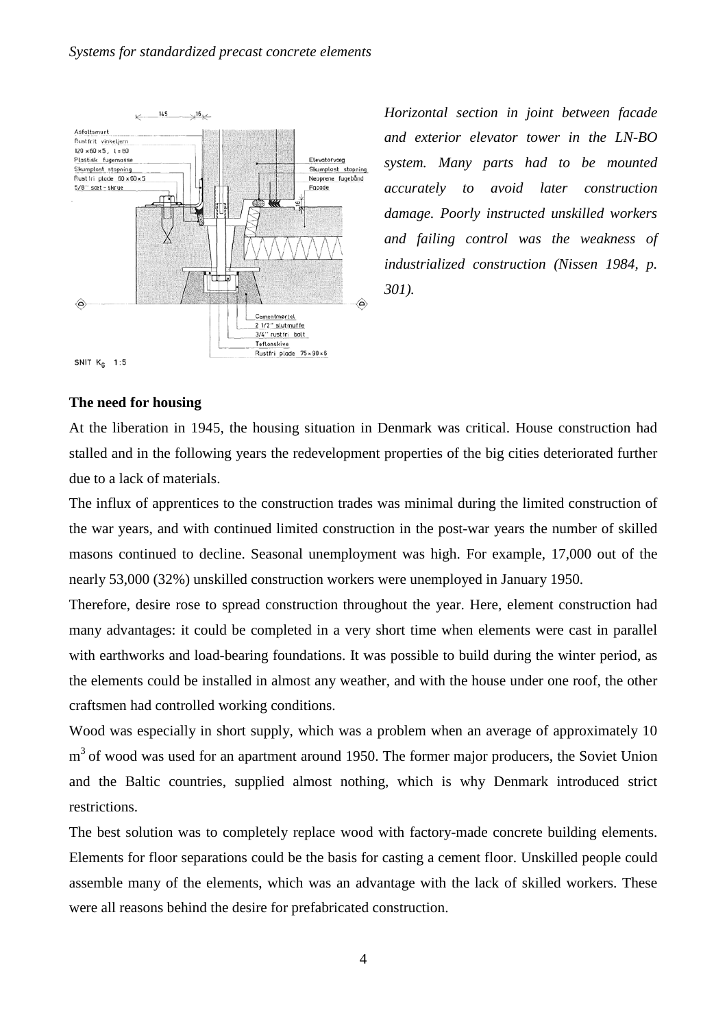SNIT K6 1:5

Asfaltsmurt
Rustfrit vinkeljern
120 x 60 x 5, l = 60
Plastisk fugemasse
Skumplast stopning
Rustfri plade 60 x 60 x 5
5/8" sæt - skrue
Elevatorvæg
Skumplast stopning
Neoprene fugebånd
Facade
Cementmørtel
2 1/2" slutmuffe
3/4" rustfri bolt
Teflonskive
Rustfri plade 75 x 90 x 6

*Horizontal section in joint between facade and exterior elevator tower in the LN-BO system. Many parts had to be mounted accurately to avoid later construction damage. Poorly instructed unskilled workers and failing control was the weakness of industrialized construction (Nissen 1984, p. 301).*

**The need for housing**

At the liberation in 1945, the housing situation in Denmark was critical. House construction had stalled and in the following years the redevelopment properties of the big cities deteriorated further due to a lack of materials.

The influx of apprentices to the construction trades was minimal during the limited construction of the war years, and with continued limited construction in the post-war years the number of skilled masons continued to decline. Seasonal unemployment was high. For example, 17,000 out of the nearly 53,000 (32%) unskilled construction workers were unemployed in January 1950.

Therefore, desire rose to spread construction throughout the year. Here, element construction had many advantages: it could be completed in a very short time when elements were cast in parallel with earthworks and load-bearing foundations. It was possible to build during the winter period, as the elements could be installed in almost any weather, and with the house under one roof, the other craftsmen had controlled working conditions.

Wood was especially in short supply, which was a problem when an average of approximately 10 $m^3$ of wood was used for an apartment around 1950. The former major producers, the Soviet Union and the Baltic countries, supplied almost nothing, which is why Denmark introduced strict restrictions.

The best solution was to completely replace wood with factory-made concrete building elements. Elements for floor separations could be the basis for casting a cement floor. Unskilled people could assemble many of the elements, which was an advantage with the lack of skilled workers. These were all reasons behind the desire for prefabricated construction.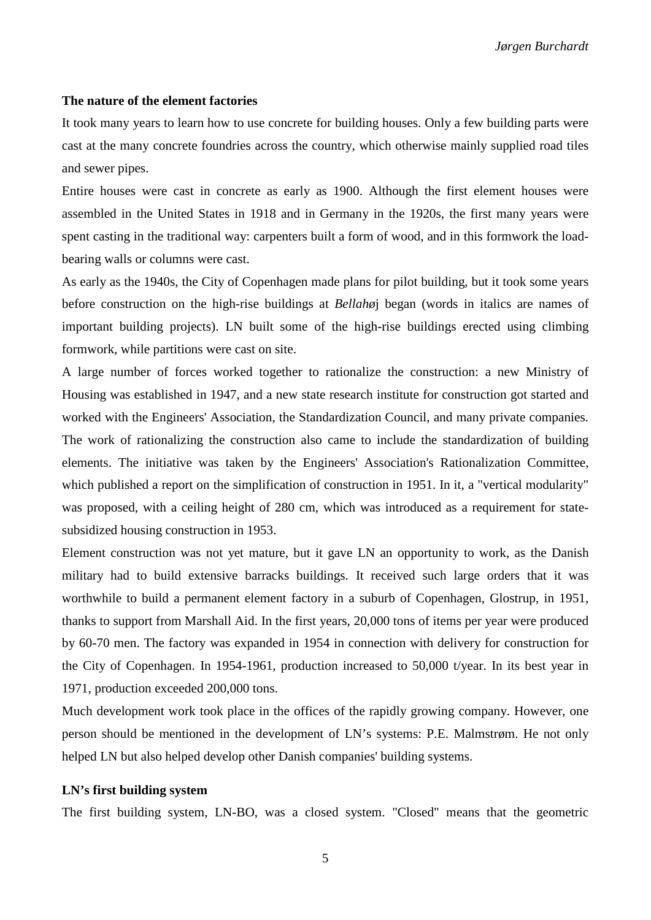## The nature of the element factories

It took many years to learn how to use concrete for building houses. Only a few building parts were cast at the many concrete foundries across the country, which otherwise mainly supplied road tiles and sewer pipes.

Entire houses were cast in concrete as early as 1900. Although the first element houses were assembled in the United States in 1918 and in Germany in the 1920s, the first many years were spent casting in the traditional way: carpenters built a form of wood, and in this formwork the load-bearing walls or columns were cast.

As early as the 1940s, the City of Copenhagen made plans for pilot building, but it took some years before construction on the high-rise buildings at *Bellahøj* began (words in italics are names of important building projects). LN built some of the high-rise buildings erected using climbing formwork, while partitions were cast on site.

A large number of forces worked together to rationalize the construction: a new Ministry of Housing was established in 1947, and a new state research institute for construction got started and worked with the Engineers' Association, the Standardization Council, and many private companies. The work of rationalizing the construction also came to include the standardization of building elements. The initiative was taken by the Engineers' Association's Rationalization Committee, which published a report on the simplification of construction in 1951. In it, a "vertical modularity" was proposed, with a ceiling height of 280 cm, which was introduced as a requirement for state-subsidized housing construction in 1953.

Element construction was not yet mature, but it gave LN an opportunity to work, as the Danish military had to build extensive barracks buildings. It received such large orders that it was worthwhile to build a permanent element factory in a suburb of Copenhagen, Glostrup, in 1951, thanks to support from Marshall Aid. In the first years, 20,000 tons of items per year were produced by 60-70 men. The factory was expanded in 1954 in connection with delivery for construction for the City of Copenhagen. In 1954-1961, production increased to 50,000 t/year. In its best year in 1971, production exceeded 200,000 tons.

Much development work took place in the offices of the rapidly growing company. However, one person should be mentioned in the development of LN's systems: P.E. Malmstrøm. He not only helped LN but also helped develop other Danish companies' building systems.

## LN's first building system

The first building system, LN-BO, was a closed system. "Closed" means that the geometric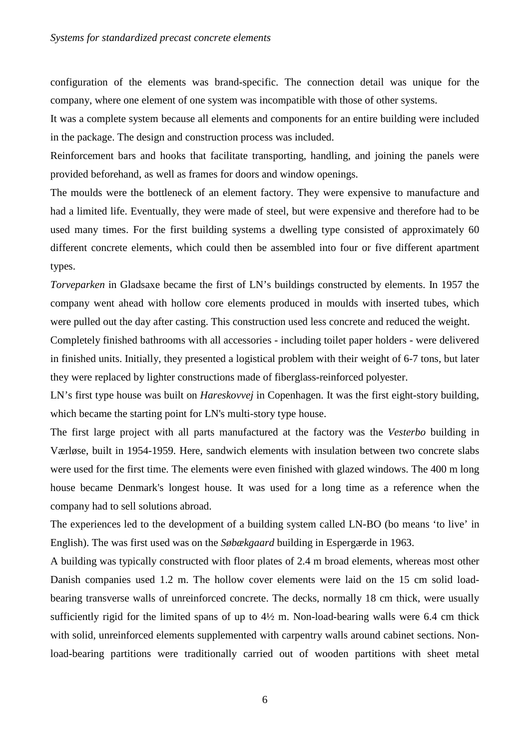configuration of the elements was brand-specific. The connection detail was unique for the company, where one element of one system was incompatible with those of other systems.

It was a complete system because all elements and components for an entire building were included in the package. The design and construction process was included.

Reinforcement bars and hooks that facilitate transporting, handling, and joining the panels were provided beforehand, as well as frames for doors and window openings.

The moulds were the bottleneck of an element factory. They were expensive to manufacture and had a limited life. Eventually, they were made of steel, but were expensive and therefore had to be used many times. For the first building systems a dwelling type consisted of approximately 60 different concrete elements, which could then be assembled into four or five different apartment types.

*Torveparken* in Gladsaxe became the first of LN's buildings constructed by elements. In 1957 the company went ahead with hollow core elements produced in moulds with inserted tubes, which were pulled out the day after casting. This construction used less concrete and reduced the weight.

Completely finished bathrooms with all accessories - including toilet paper holders - were delivered in finished units. Initially, they presented a logistical problem with their weight of 6-7 tons, but later they were replaced by lighter constructions made of fiberglass-reinforced polyester.

LN's first type house was built on *Hareskovvej* in Copenhagen. It was the first eight-story building, which became the starting point for LN's multi-story type house.

The first large project with all parts manufactured at the factory was the *Vesterbo* building in Værløse, built in 1954-1959. Here, sandwich elements with insulation between two concrete slabs were used for the first time. The elements were even finished with glazed windows. The 400 m long house became Denmark's longest house. It was used for a long time as a reference when the company had to sell solutions abroad.

The experiences led to the development of a building system called LN-BO (bo means 'to live' in English). The was first used was on the *Søbækgaard* building in Espergærde in 1963.

A building was typically constructed with floor plates of 2.4 m broad elements, whereas most other Danish companies used 1.2 m. The hollow cover elements were laid on the 15 cm solid load-bearing transverse walls of unreinforced concrete. The decks, normally 18 cm thick, were usually sufficiently rigid for the limited spans of up to 4½ m. Non-load-bearing walls were 6.4 cm thick with solid, unreinforced elements supplemented with carpentry walls around cabinet sections. Non-load-bearing partitions were traditionally carried out of wooden partitions with sheet metal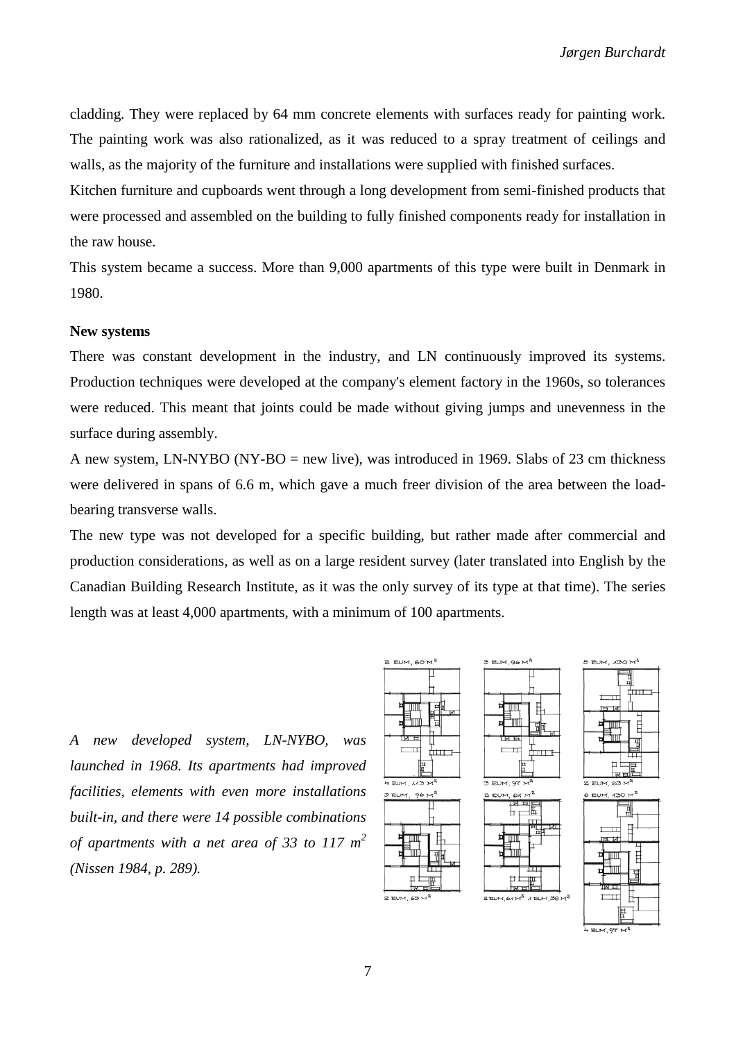cladding. They were replaced by 64 mm concrete elements with surfaces ready for painting work. The painting work was also rationalized, as it was reduced to a spray treatment of ceilings and walls, as the majority of the furniture and installations were supplied with finished surfaces.

Kitchen furniture and cupboards went through a long development from semi-finished products that were processed and assembled on the building to fully finished components ready for installation in the raw house.

This system became a success. More than 9,000 apartments of this type were built in Denmark in 1980.

**New systems**

There was constant development in the industry, and LN continuously improved its systems. Production techniques were developed at the company's element factory in the 1960s, so tolerances were reduced. This meant that joints could be made without giving jumps and unevenness in the surface during assembly.

A new system, LN-NYBO (NY-BO = new live), was introduced in 1969. Slabs of 23 cm thickness were delivered in spans of 6.6 m, which gave a much freer division of the area between the load-bearing transverse walls.

The new type was not developed for a specific building, but rather made after commercial and production considerations, as well as on a large resident survey (later translated into English by the Canadian Building Research Institute, as it was the only survey of its type at that time). The series length was at least 4,000 apartments, with a minimum of 100 apartments.

*A new developed system, LN-NYBO, was launched in 1968. Its apartments had improved facilities, elements with even more installations built-in, and there were 14 possible combinations of apartments with a net area of 33 to 117 m² (Nissen 1984, p. 289).*

2 RUM, 80 M²
3 RUM, 96 M²
5 RUM, 130 M²
4 RUM, 113 M²
3 RUM, 97 M²
2 RUM, 63 M²
3 RUM, 96 M²
2 RUM, 61 M²
6 RUM, 130 M²
2 RUM, 63 M²
2 RUM, 61 M² 1 RUM, 38 M²
4 RUM, 97 M²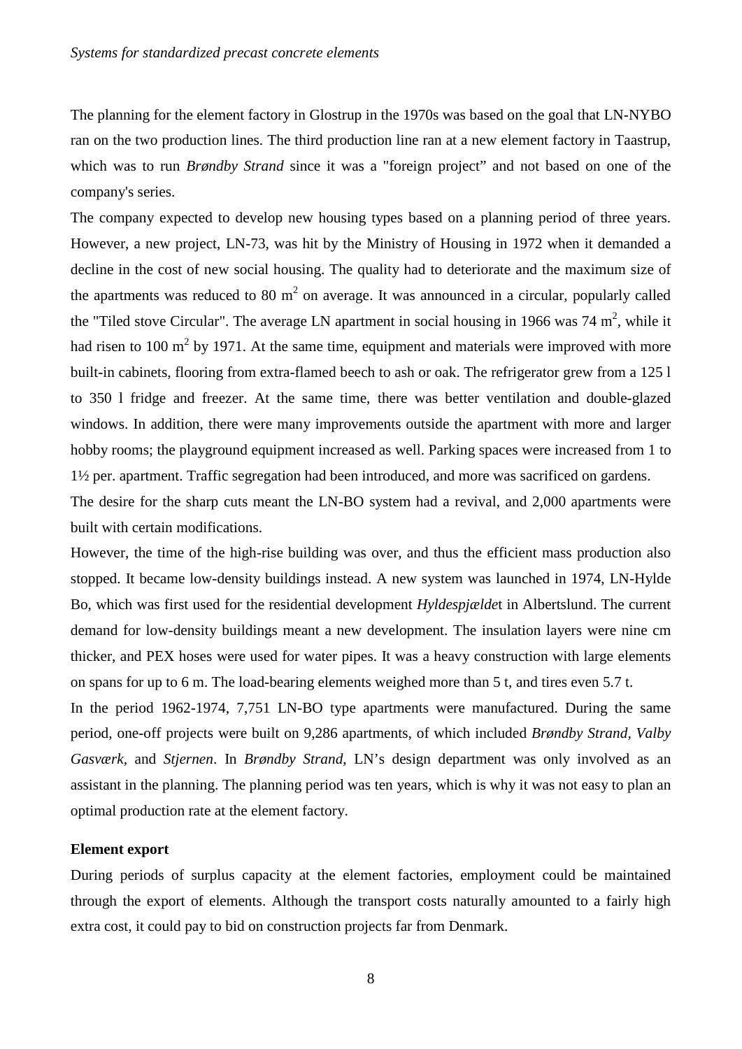The planning for the element factory in Glostrup in the 1970s was based on the goal that LN-NYBO ran on the two production lines. The third production line ran at a new element factory in Taastrup, which was to run *Brøndby Strand* since it was a "foreign project" and not based on one of the company's series.

The company expected to develop new housing types based on a planning period of three years. However, a new project, LN-73, was hit by the Ministry of Housing in 1972 when it demanded a decline in the cost of new social housing. The quality had to deteriorate and the maximum size of the apartments was reduced to 80 $m^2$ on average. It was announced in a circular, popularly called the "Tiled stove Circular". The average LN apartment in social housing in 1966 was 74 $m^2$, while it had risen to 100 $m^2$ by 1971. At the same time, equipment and materials were improved with more built-in cabinets, flooring from extra-flamed beech to ash or oak. The refrigerator grew from a 125 l to 350 l fridge and freezer. At the same time, there was better ventilation and double-glazed windows. In addition, there were many improvements outside the apartment with more and larger hobby rooms; the playground equipment increased as well. Parking spaces were increased from 1 to 1½ per. apartment. Traffic segregation had been introduced, and more was sacrificed on gardens.

The desire for the sharp cuts meant the LN-BO system had a revival, and 2,000 apartments were built with certain modifications.

However, the time of the high-rise building was over, and thus the efficient mass production also stopped. It became low-density buildings instead. A new system was launched in 1974, LN-Hylde Bo, which was first used for the residential development *Hyldespjælde*t in Albertslund. The current demand for low-density buildings meant a new development. The insulation layers were nine cm thicker, and PEX hoses were used for water pipes. It was a heavy construction with large elements on spans for up to 6 m. The load-bearing elements weighed more than 5 t, and tires even 5.7 t.

In the period 1962-1974, 7,751 LN-BO type apartments were manufactured. During the same period, one-off projects were built on 9,286 apartments, of which included *Brøndby Strand, Valby Gasværk,* and *Stjernen*. In *Brøndby Strand*, LN's design department was only involved as an assistant in the planning. The planning period was ten years, which is why it was not easy to plan an optimal production rate at the element factory.

**Element export**

During periods of surplus capacity at the element factories, employment could be maintained through the export of elements. Although the transport costs naturally amounted to a fairly high extra cost, it could pay to bid on construction projects far from Denmark.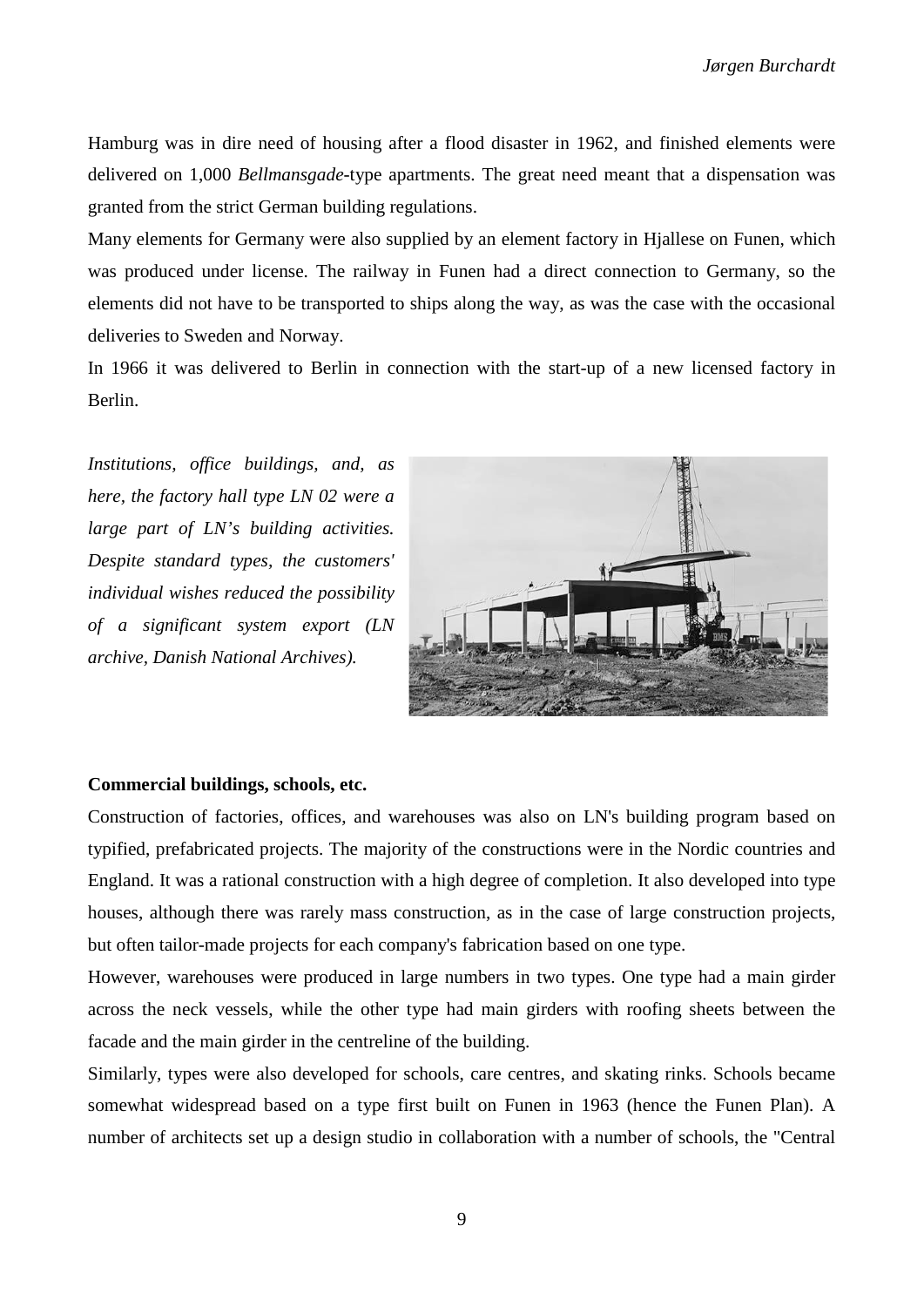Hamburg was in dire need of housing after a flood disaster in 1962, and finished elements were delivered on 1,000 *Bellmansgade*-type apartments. The great need meant that a dispensation was granted from the strict German building regulations.

Many elements for Germany were also supplied by an element factory in Hjallese on Funen, which was produced under license. The railway in Funen had a direct connection to Germany, so the elements did not have to be transported to ships along the way, as was the case with the occasional deliveries to Sweden and Norway.

In 1966 it was delivered to Berlin in connection with the start-up of a new licensed factory in Berlin.

*Institutions, office buildings, and, as here, the factory hall type LN 02 were a large part of LN's building activities. Despite standard types, the customers' individual wishes reduced the possibility of a significant system export (LN archive, Danish National Archives).*

**Commercial buildings, schools, etc.**

Construction of factories, offices, and warehouses was also on LN's building program based on typified, prefabricated projects. The majority of the constructions were in the Nordic countries and England. It was a rational construction with a high degree of completion. It also developed into type houses, although there was rarely mass construction, as in the case of large construction projects, but often tailor-made projects for each company's fabrication based on one type.

However, warehouses were produced in large numbers in two types. One type had a main girder across the neck vessels, while the other type had main girders with roofing sheets between the facade and the main girder in the centreline of the building.

Similarly, types were also developed for schools, care centres, and skating rinks. Schools became somewhat widespread based on a type first built on Funen in 1963 (hence the Funen Plan). A number of architects set up a design studio in collaboration with a number of schools, the "Central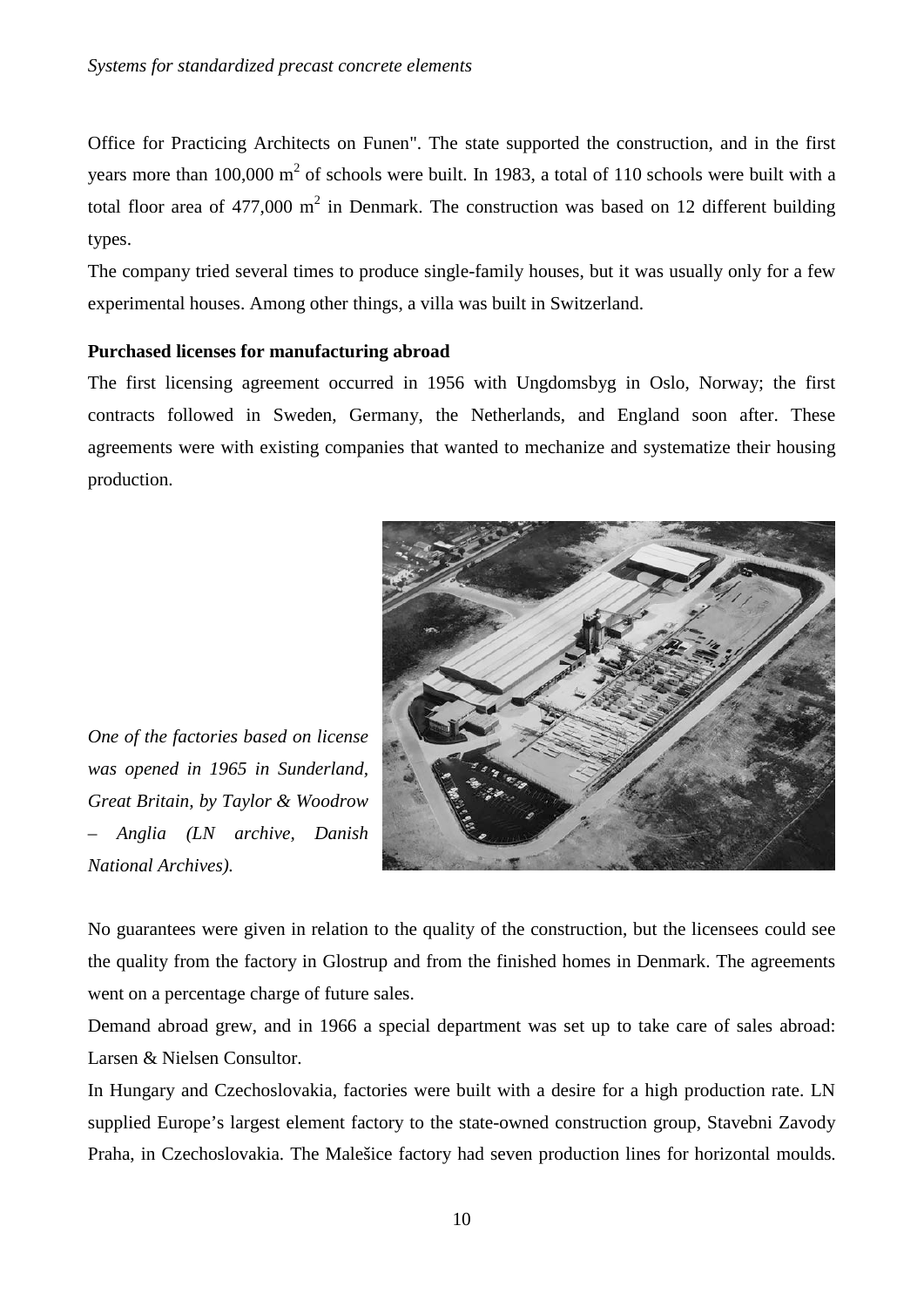Office for Practicing Architects on Funen". The state supported the construction, and in the first years more than 100,000 $m^2$ of schools were built. In 1983, a total of 110 schools were built with a total floor area of 477,000 $m^2$ in Denmark. The construction was based on 12 different building types.

The company tried several times to produce single-family houses, but it was usually only for a few experimental houses. Among other things, a villa was built in Switzerland.

**Purchased licenses for manufacturing abroad**

The first licensing agreement occurred in 1956 with Ungdomsbyg in Oslo, Norway; the first contracts followed in Sweden, Germany, the Netherlands, and England soon after. These agreements were with existing companies that wanted to mechanize and systematize their housing production.

*One of the factories based on license was opened in 1965 in Sunderland, Great Britain, by Taylor & Woodrow – Anglia (LN archive, Danish National Archives).*

No guarantees were given in relation to the quality of the construction, but the licensees could see the quality from the factory in Glostrup and from the finished homes in Denmark. The agreements went on a percentage charge of future sales.

Demand abroad grew, and in 1966 a special department was set up to take care of sales abroad: Larsen & Nielsen Consultor.

In Hungary and Czechoslovakia, factories were built with a desire for a high production rate. LN supplied Europe's largest element factory to the state-owned construction group, Stavebni Zavody Praha, in Czechoslovakia. The Malešice factory had seven production lines for horizontal moulds.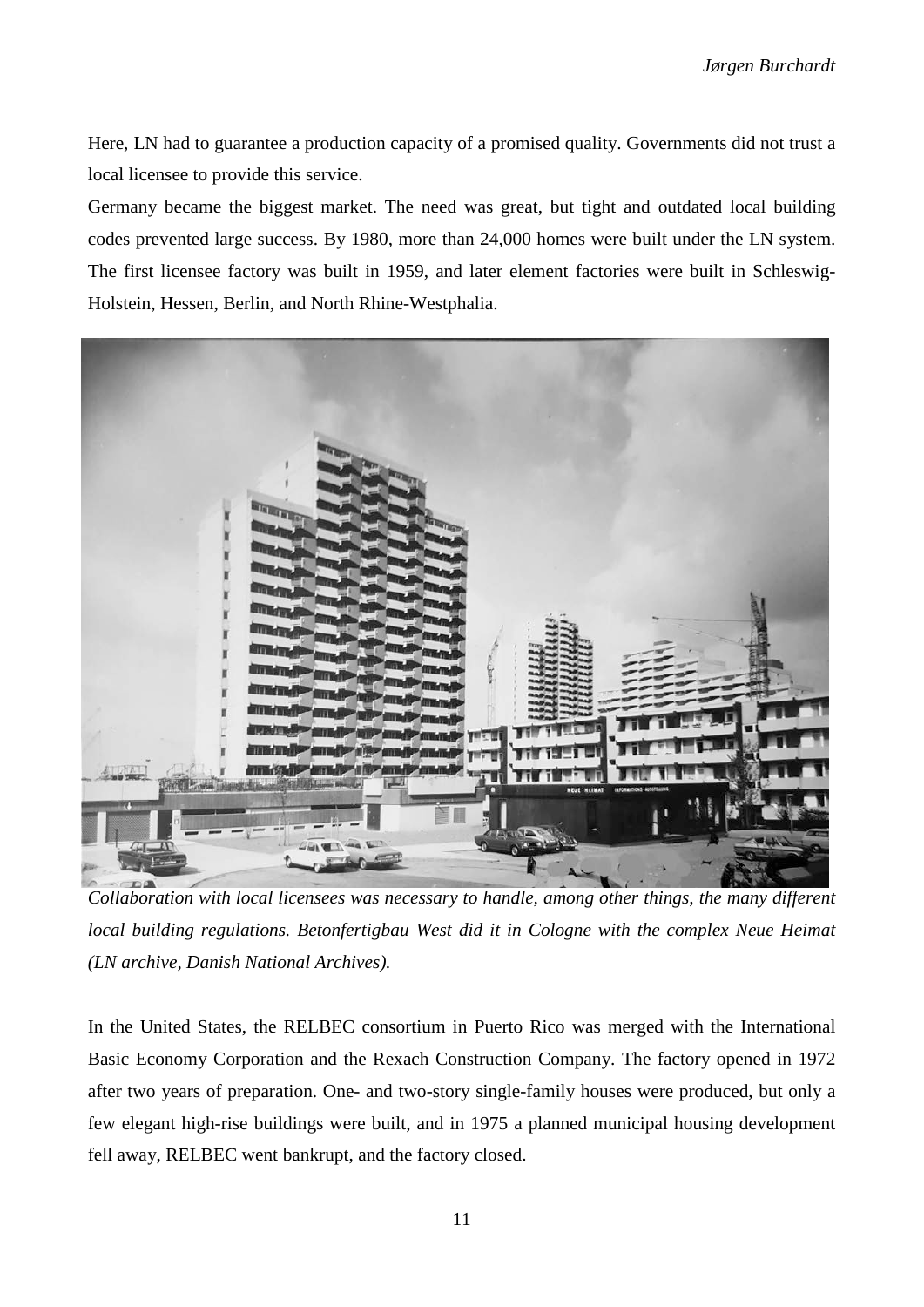Here, LN had to guarantee a production capacity of a promised quality. Governments did not trust a local licensee to provide this service.

Germany became the biggest market. The need was great, but tight and outdated local building codes prevented large success. By 1980, more than 24,000 homes were built under the LN system. The first licensee factory was built in 1959, and later element factories were built in Schleswig-Holstein, Hessen, Berlin, and North Rhine-Westphalia.

*Collaboration with local licensees was necessary to handle, among other things, the many different local building regulations. Betonfertigbau West did it in Cologne with the complex Neue Heimat (LN archive, Danish National Archives).*

In the United States, the RELBEC consortium in Puerto Rico was merged with the International Basic Economy Corporation and the Rexach Construction Company. The factory opened in 1972 after two years of preparation. One- and two-story single-family houses were produced, but only a few elegant high-rise buildings were built, and in 1975 a planned municipal housing development fell away, RELBEC went bankrupt, and the factory closed.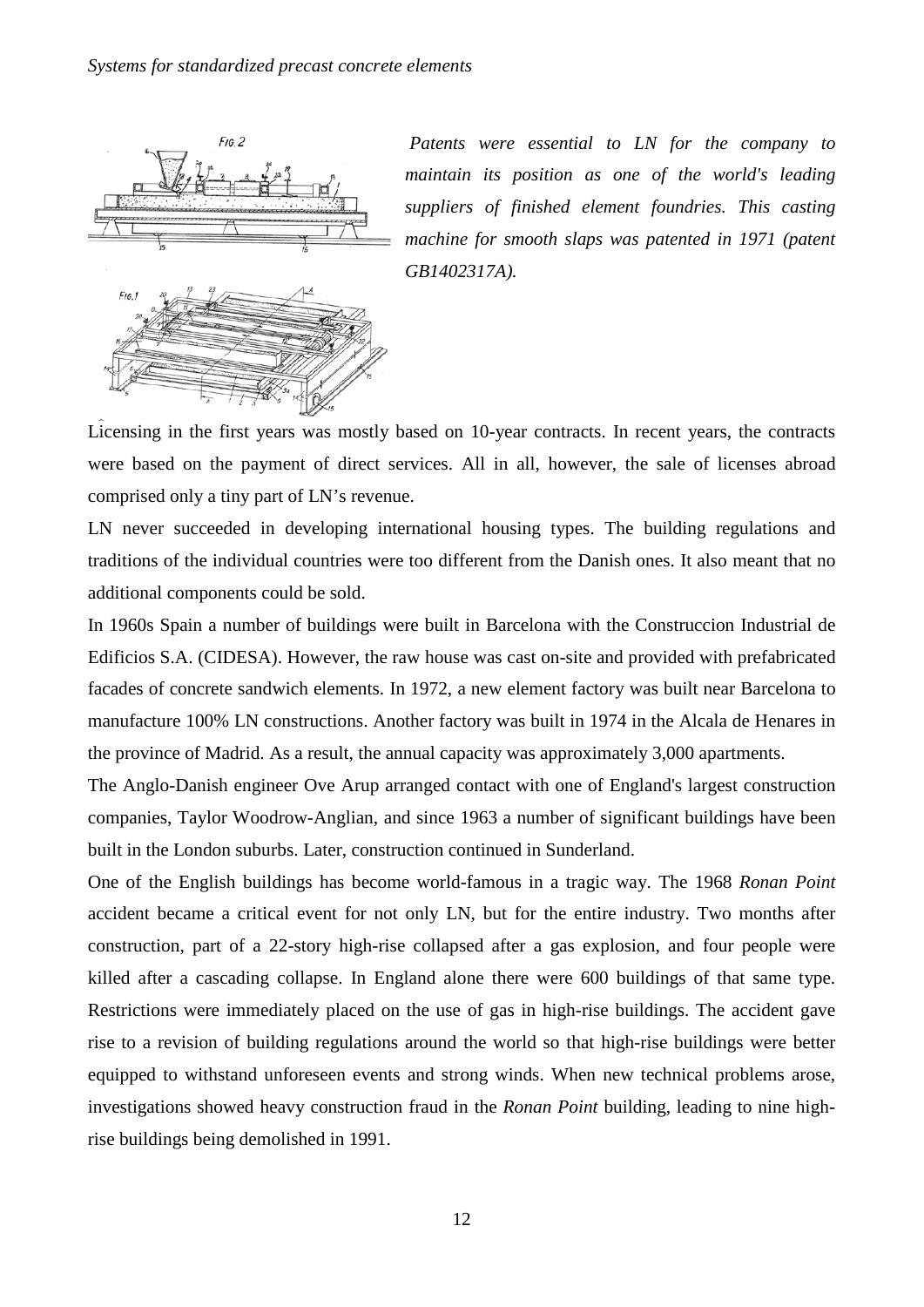*Patents were essential to LN for the company to maintain its position as one of the world's leading suppliers of finished element foundries. This casting machine for smooth slaps was patented in 1971 (patent GB1402317A).*

Licensing in the first years was mostly based on 10-year contracts. In recent years, the contracts were based on the payment of direct services. All in all, however, the sale of licenses abroad comprised only a tiny part of LN's revenue.

LN never succeeded in developing international housing types. The building regulations and traditions of the individual countries were too different from the Danish ones. It also meant that no additional components could be sold.

In 1960s Spain a number of buildings were built in Barcelona with the Construccion Industrial de Edificios S.A. (CIDESA). However, the raw house was cast on-site and provided with prefabricated facades of concrete sandwich elements. In 1972, a new element factory was built near Barcelona to manufacture 100% LN constructions. Another factory was built in 1974 in the Alcala de Henares in the province of Madrid. As a result, the annual capacity was approximately 3,000 apartments.

The Anglo-Danish engineer Ove Arup arranged contact with one of England's largest construction companies, Taylor Woodrow-Anglian, and since 1963 a number of significant buildings have been built in the London suburbs. Later, construction continued in Sunderland.

One of the English buildings has become world-famous in a tragic way. The 1968 *Ronan Point* accident became a critical event for not only LN, but for the entire industry. Two months after construction, part of a 22-story high-rise collapsed after a gas explosion, and four people were killed after a cascading collapse. In England alone there were 600 buildings of that same type. Restrictions were immediately placed on the use of gas in high-rise buildings. The accident gave rise to a revision of building regulations around the world so that high-rise buildings were better equipped to withstand unforeseen events and strong winds. When new technical problems arose, investigations showed heavy construction fraud in the *Ronan Point* building, leading to nine high-rise buildings being demolished in 1991.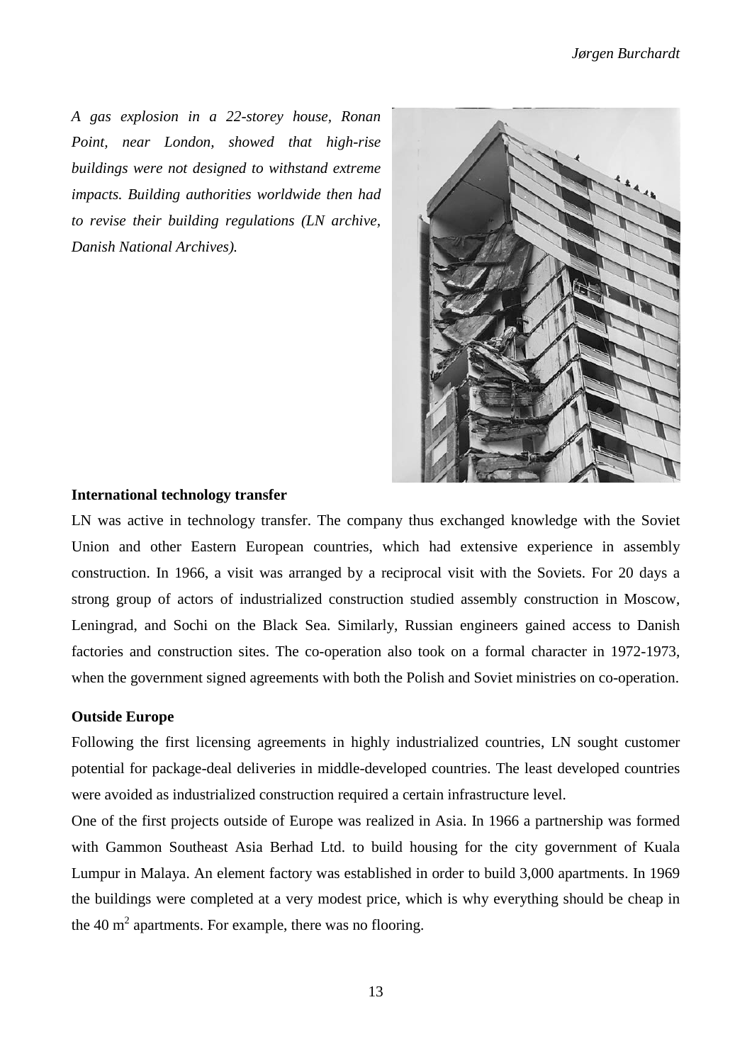*A gas explosion in a 22-storey house, Ronan Point, near London, showed that high-rise buildings were not designed to withstand extreme impacts. Building authorities worldwide then had to revise their building regulations (LN archive, Danish National Archives).*

**International technology transfer**

LN was active in technology transfer. The company thus exchanged knowledge with the Soviet Union and other Eastern European countries, which had extensive experience in assembly construction. In 1966, a visit was arranged by a reciprocal visit with the Soviets. For 20 days a strong group of actors of industrialized construction studied assembly construction in Moscow, Leningrad, and Sochi on the Black Sea. Similarly, Russian engineers gained access to Danish factories and construction sites. The co-operation also took on a formal character in 1972-1973, when the government signed agreements with both the Polish and Soviet ministries on co-operation.

**Outside Europe**

Following the first licensing agreements in highly industrialized countries, LN sought customer potential for package-deal deliveries in middle-developed countries. The least developed countries were avoided as industrialized construction required a certain infrastructure level.

One of the first projects outside of Europe was realized in Asia. In 1966 a partnership was formed with Gammon Southeast Asia Berhad Ltd. to build housing for the city government of Kuala Lumpur in Malaya. An element factory was established in order to build 3,000 apartments. In 1969 the buildings were completed at a very modest price, which is why everything should be cheap in the 40 $m^2$ apartments. For example, there was no flooring.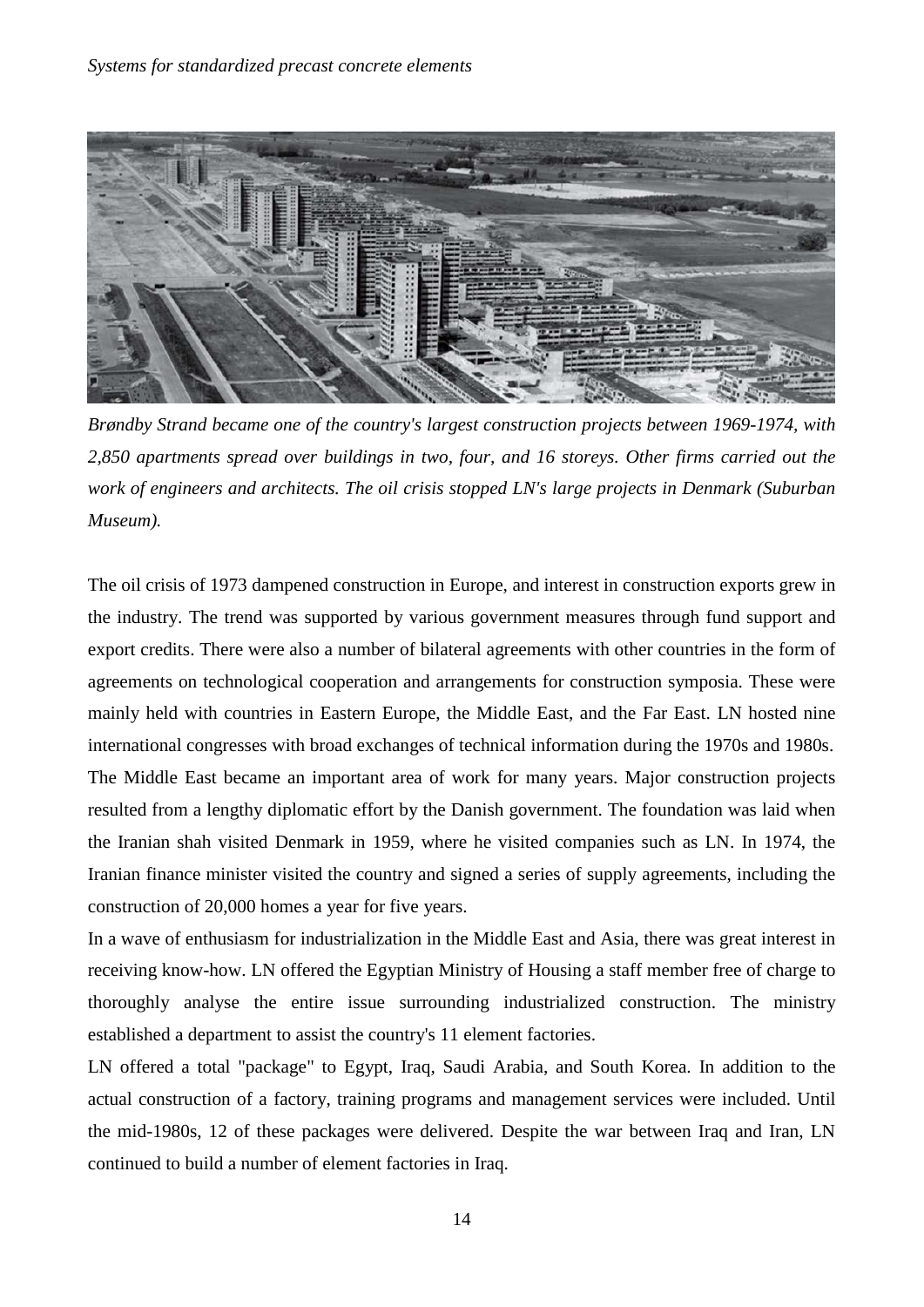*Brøndby Strand became one of the country's largest construction projects between 1969-1974, with 2,850 apartments spread over buildings in two, four, and 16 storeys. Other firms carried out the work of engineers and architects. The oil crisis stopped LN's large projects in Denmark (Suburban Museum).*

The oil crisis of 1973 dampened construction in Europe, and interest in construction exports grew in the industry. The trend was supported by various government measures through fund support and export credits. There were also a number of bilateral agreements with other countries in the form of agreements on technological cooperation and arrangements for construction symposia. These were mainly held with countries in Eastern Europe, the Middle East, and the Far East. LN hosted nine international congresses with broad exchanges of technical information during the 1970s and 1980s.

The Middle East became an important area of work for many years. Major construction projects resulted from a lengthy diplomatic effort by the Danish government. The foundation was laid when the Iranian shah visited Denmark in 1959, where he visited companies such as LN. In 1974, the Iranian finance minister visited the country and signed a series of supply agreements, including the construction of 20,000 homes a year for five years.

In a wave of enthusiasm for industrialization in the Middle East and Asia, there was great interest in receiving know-how. LN offered the Egyptian Ministry of Housing a staff member free of charge to thoroughly analyse the entire issue surrounding industrialized construction. The ministry established a department to assist the country's 11 element factories.

LN offered a total "package" to Egypt, Iraq, Saudi Arabia, and South Korea. In addition to the actual construction of a factory, training programs and management services were included. Until the mid-1980s, 12 of these packages were delivered. Despite the war between Iraq and Iran, LN continued to build a number of element factories in Iraq.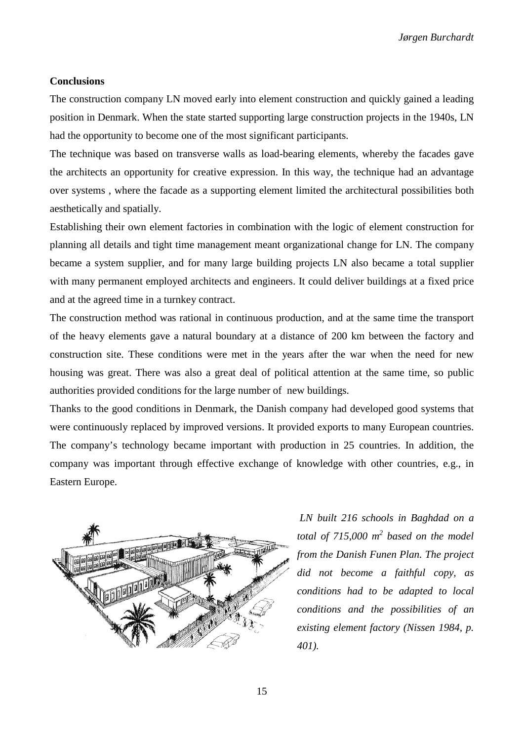## Conclusions

The construction company LN moved early into element construction and quickly gained a leading position in Denmark. When the state started supporting large construction projects in the 1940s, LN had the opportunity to become one of the most significant participants.

The technique was based on transverse walls as load-bearing elements, whereby the facades gave the architects an opportunity for creative expression. In this way, the technique had an advantage over systems , where the facade as a supporting element limited the architectural possibilities both aesthetically and spatially.

Establishing their own element factories in combination with the logic of element construction for planning all details and tight time management meant organizational change for LN. The company became a system supplier, and for many large building projects LN also became a total supplier with many permanent employed architects and engineers. It could deliver buildings at a fixed price and at the agreed time in a turnkey contract.

The construction method was rational in continuous production, and at the same time the transport of the heavy elements gave a natural boundary at a distance of 200 km between the factory and construction site. These conditions were met in the years after the war when the need for new housing was great. There was also a great deal of political attention at the same time, so public authorities provided conditions for the large number of new buildings.

Thanks to the good conditions in Denmark, the Danish company had developed good systems that were continuously replaced by improved versions. It provided exports to many European countries. The company's technology became important with production in 25 countries. In addition, the company was important through effective exchange of knowledge with other countries, e.g., in Eastern Europe.

*LN built 216 schools in Baghdad on a total of 715,000 m$^2$ based on the model from the Danish Funen Plan. The project did not become a faithful copy, as conditions had to be adapted to local conditions and the possibilities of an existing element factory (Nissen 1984, p. 401).*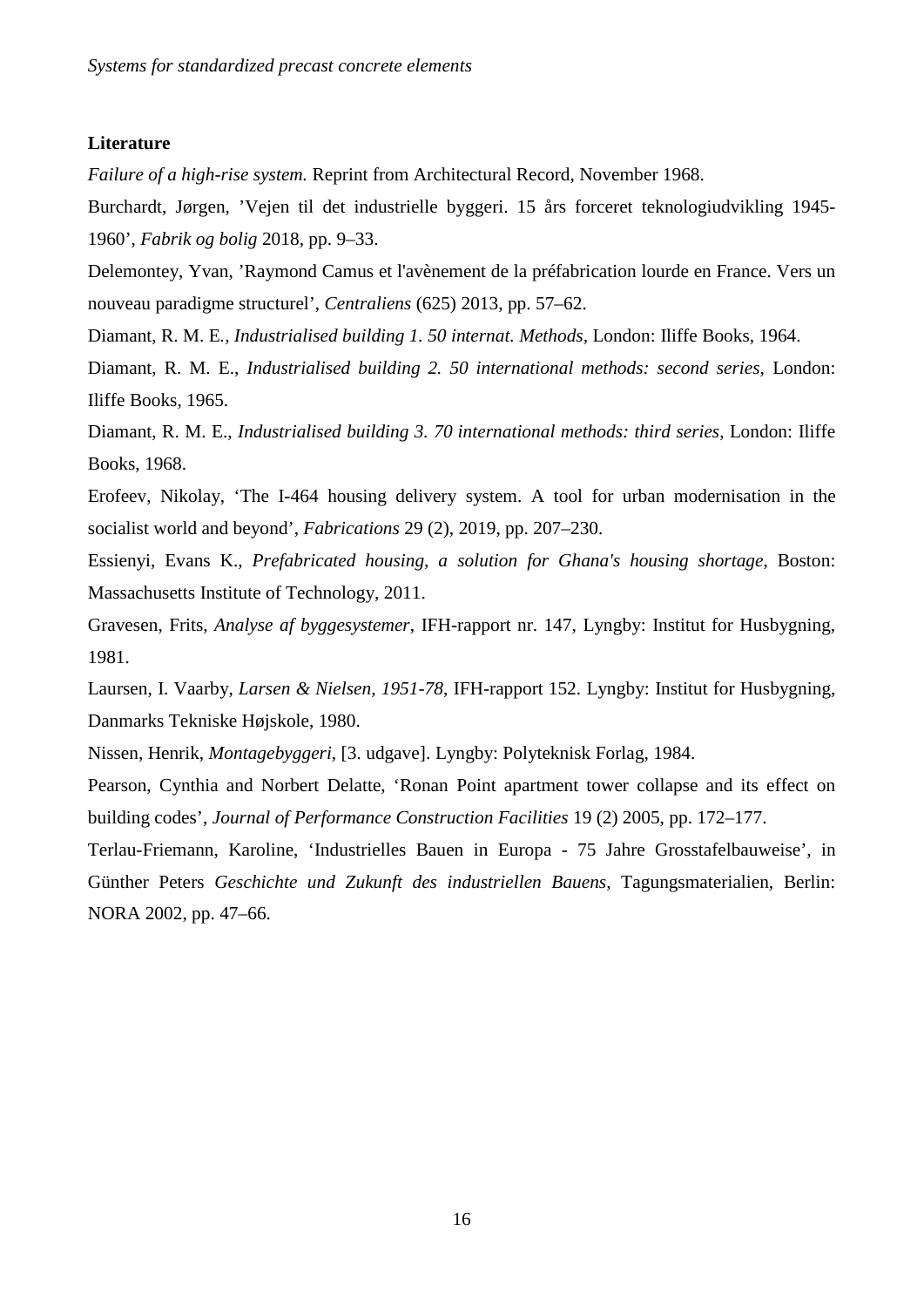**Literature**

*Failure of a high-rise system.* Reprint from Architectural Record, November 1968.

Burchardt, Jørgen, 'Vejen til det industrielle byggeri. 15 års forceret teknologiudvikling 1945-1960', *Fabrik og bolig* 2018, pp. 9–33.

Delemontey, Yvan, 'Raymond Camus et l'avènement de la préfabrication lourde en France. Vers un nouveau paradigme structurel', *Centraliens* (625) 2013, pp. 57–62.

Diamant, R. M. E*., Industrialised building 1. 50 internat. Methods,* London: Iliffe Books, 1964.

Diamant, R. M. E., *Industrialised building 2. 50 international methods: second series*, London: Iliffe Books, 1965.

Diamant, R. M. E., *Industrialised building 3. 70 international methods: third series*, London: Iliffe Books, 1968.

Erofeev, Nikolay, 'The I-464 housing delivery system. A tool for urban modernisation in the socialist world and beyond', *Fabrications* 29 (2), 2019, pp. 207–230.

Essienyi, Evans K., *Prefabricated housing, a solution for Ghana's housing shortage*, Boston: Massachusetts Institute of Technology, 2011.

Gravesen, Frits, *Analyse af byggesystemer*, IFH-rapport nr. 147, Lyngby: Institut for Husbygning, 1981.

Laursen, I. Vaarby, *Larsen & Nielsen, 1951-78*, IFH-rapport 152. Lyngby: Institut for Husbygning, Danmarks Tekniske Højskole, 1980.

Nissen, Henrik, *Montagebyggeri*, [3. udgave]. Lyngby: Polyteknisk Forlag, 1984.

Pearson, Cynthia and Norbert Delatte, 'Ronan Point apartment tower collapse and its effect on building codes', *Journal of Performance Construction Facilities* 19 (2) 2005, pp. 172–177.

Terlau-Friemann, Karoline, 'Industrielles Bauen in Europa - 75 Jahre Grosstafelbauweise', in Günther Peters *Geschichte und Zukunft des industriellen Bauens*, Tagungsmaterialien, Berlin: NORA 2002, pp. 47–66.